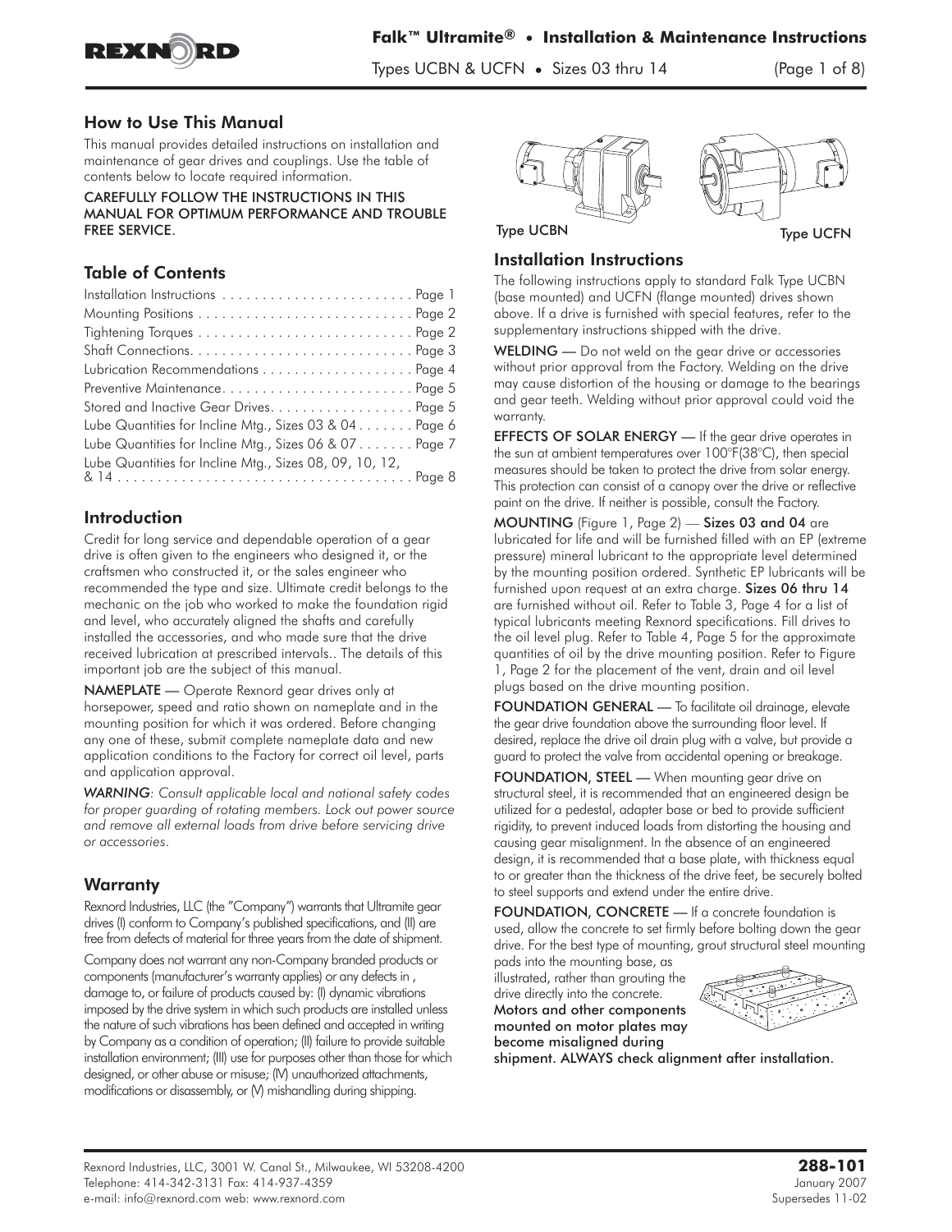## How to Use This Manual

This manual provides detailed instructions on installation and maintenance of gear drives and couplings. Use the table of contents below to locate required information.

CAREFULLY FOLLOW THE INSTRUCTIONS IN THIS MANUAL FOR OPTIMUM PERFORMANCE AND TROUBLE FREE SERVICE.

## Table of Contents

| | |
|---|---|
| Installation Instructions | Page 1 |
| Mounting Positions | Page 2 |
| Tightening Torques | Page 2 |
| Shaft Connections | Page 3 |
| Lubrication Recommendations | Page 4 |
| Preventive Maintenance | Page 5 |
| Stored and Inactive Gear Drives | Page 5 |
| Lube Quantities for Incline Mtg., Sizes 03 & 04 | Page 6 |
| Lube Quantities for Incline Mtg., Sizes 06 & 07 | Page 7 |
| Lube Quantities for Incline Mtg., Sizes 08, 09, 10, 12, & 14 | Page 8 |

## Introduction

Credit for long service and dependable operation of a gear drive is often given to the engineers who designed it, or the craftsmen who constructed it, or the sales engineer who recommended the type and size. Ultimate credit belongs to the mechanic on the job who worked to make the foundation rigid and level, who accurately aligned the shafts and carefully installed the accessories, and who made sure that the drive received lubrication at prescribed intervals.. The details of this important job are the subject of this manual.

**NAMEPLATE** — Operate Rexnord gear drives only at horsepower, speed and ratio shown on nameplate and in the mounting position for which it was ordered. Before changing any one of these, submit complete nameplate data and new application conditions to the Factory for correct oil level, parts and application approval.

*WARNING: Consult applicable local and national safety codes for proper guarding of rotating members. Lock out power source and remove all external loads from drive before servicing drive or accessories.*

## Warranty

Rexnord Industries, LLC (the "Company") warrants that Ultramite gear drives (I) conform to Company's published specifications, and (II) are free from defects of material for three years from the date of shipment.

Company does not warrant any non-Company branded products or components (manufacturer's warranty applies) or any defects in , damage to, or failure of products caused by: (I) dynamic vibrations imposed by the drive system in which such products are installed unless the nature of such vibrations has been defined and accepted in writing by Company as a condition of operation; (II) failure to provide suitable installation environment; (III) use for purposes other than those for which designed, or other abuse or misuse; (IV) unauthorized attachments, modifications or disassembly, or (V) mishandling during shipping.

Type UCBN

Type UCFN

## Installation Instructions

The following instructions apply to standard Falk Type UCBN (base mounted) and UCFN (flange mounted) drives shown above. If a drive is furnished with special features, refer to the supplementary instructions shipped with the drive.

**WELDING** — Do not weld on the gear drive or accessories without prior approval from the Factory. Welding on the drive may cause distortion of the housing or damage to the bearings and gear teeth. Welding without prior approval could void the warranty.

**EFFECTS OF SOLAR ENERGY** — If the gear drive operates in the sun at ambient temperatures over 100°F(38°C), then special measures should be taken to protect the drive from solar energy. This protection can consist of a canopy over the drive or reflective paint on the drive. If neither is possible, consult the Factory.

**MOUNTING** (Figure 1, Page 2) — **Sizes 03 and 04** are lubricated for life and will be furnished filled with an EP (extreme pressure) mineral lubricant to the appropriate level determined by the mounting position ordered. Synthetic EP lubricants will be furnished upon request at an extra charge. **Sizes 06 thru 14** are furnished without oil. Refer to Table 3, Page 4 for a list of typical lubricants meeting Rexnord specifications. Fill drives to the oil level plug. Refer to Table 4, Page 5 for the approximate quantities of oil by the drive mounting position. Refer to Figure 1, Page 2 for the placement of the vent, drain and oil level plugs based on the drive mounting position.

**FOUNDATION GENERAL** — To facilitate oil drainage, elevate the gear drive foundation above the surrounding floor level. If desired, replace the drive oil drain plug with a valve, but provide a guard to protect the valve from accidental opening or breakage.

**FOUNDATION, STEEL** — When mounting gear drive on structural steel, it is recommended that an engineered design be utilized for a pedestal, adapter base or bed to provide sufficient rigidity, to prevent induced loads from distorting the housing and causing gear misalignment. In the absence of an engineered design, it is recommended that a base plate, with thickness equal to or greater than the thickness of the drive feet, be securely bolted to steel supports and extend under the entire drive.

**FOUNDATION, CONCRETE** — If a concrete foundation is used, allow the concrete to set firmly before bolting down the gear drive. For the best type of mounting, grout structural steel mounting pads into the mounting base, as illustrated, rather than grouting the drive directly into the concrete. **Motors and other components mounted on motor plates may become misaligned during shipment. ALWAYS check alignment after installation.**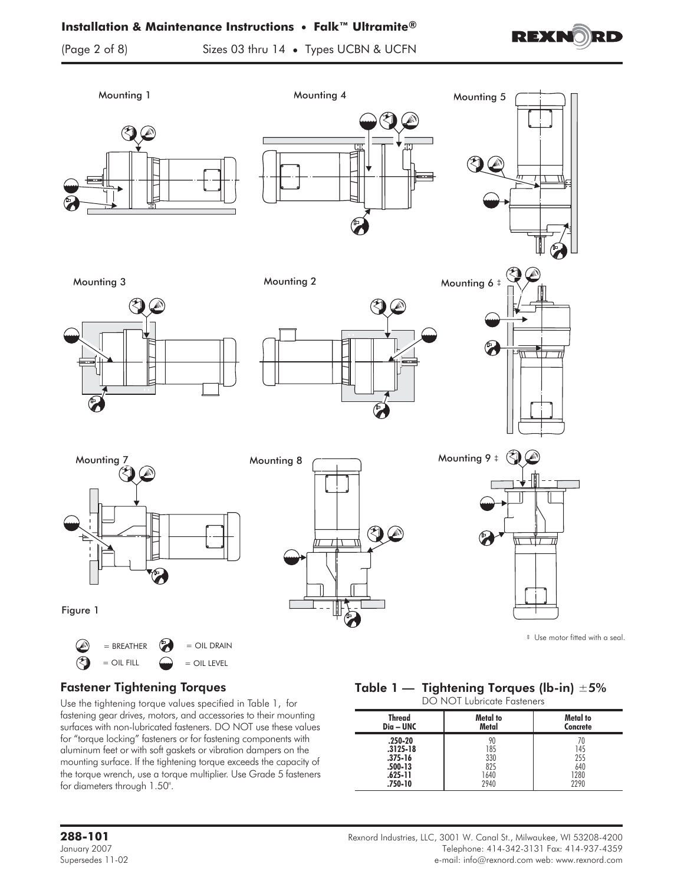Mounting 1

Mounting 4

Mounting 5

Mounting 3

Mounting 2

Mounting 6 ‡

Mounting 7

Mounting 8

Mounting 9 ‡

Figure 1

= BREATHER = OIL DRAIN

= OIL FILL = OIL LEVEL

‡ Use motor fitted with a seal.

## Fastener Tightening Torques

Use the tightening torque values specified in Table 1, for fastening gear drives, motors, and accessories to their mounting surfaces with non-lubricated fasteners. DO NOT use these values for "torque locking" fasteners or for fastening components with aluminum feet or with soft gaskets or vibration dampers on the mounting surface. If the tightening torque exceeds the capacity of the torque wrench, use a torque multiplier. Use Grade 5 fasteners for diameters through 1.50".

## Table 1 — Tightening Torques (lb-in) ±5%

DO NOT Lubricate Fasteners

| Thread Dia – UNC | Metal to Metal | Metal to Concrete |
|---|---|---|
| .250-20 | 90 | 70 |
| .3125-18 | 185 | 145 |
| .375-16 | 330 | 255 |
| .500-13 | 825 | 640 |
| .625-11 | 1640 | 1280 |
| .750-10 | 2940 | 2290 |

**288-101**
January 2007
Supersedes 11-02

Rexnord Industries, LLC, 3001 W. Canal St., Milwaukee, WI 53208-4200
Telephone: 414-342-3131 Fax: 414-937-4359
e-mail: info@rexnord.com web: www.rexnord.com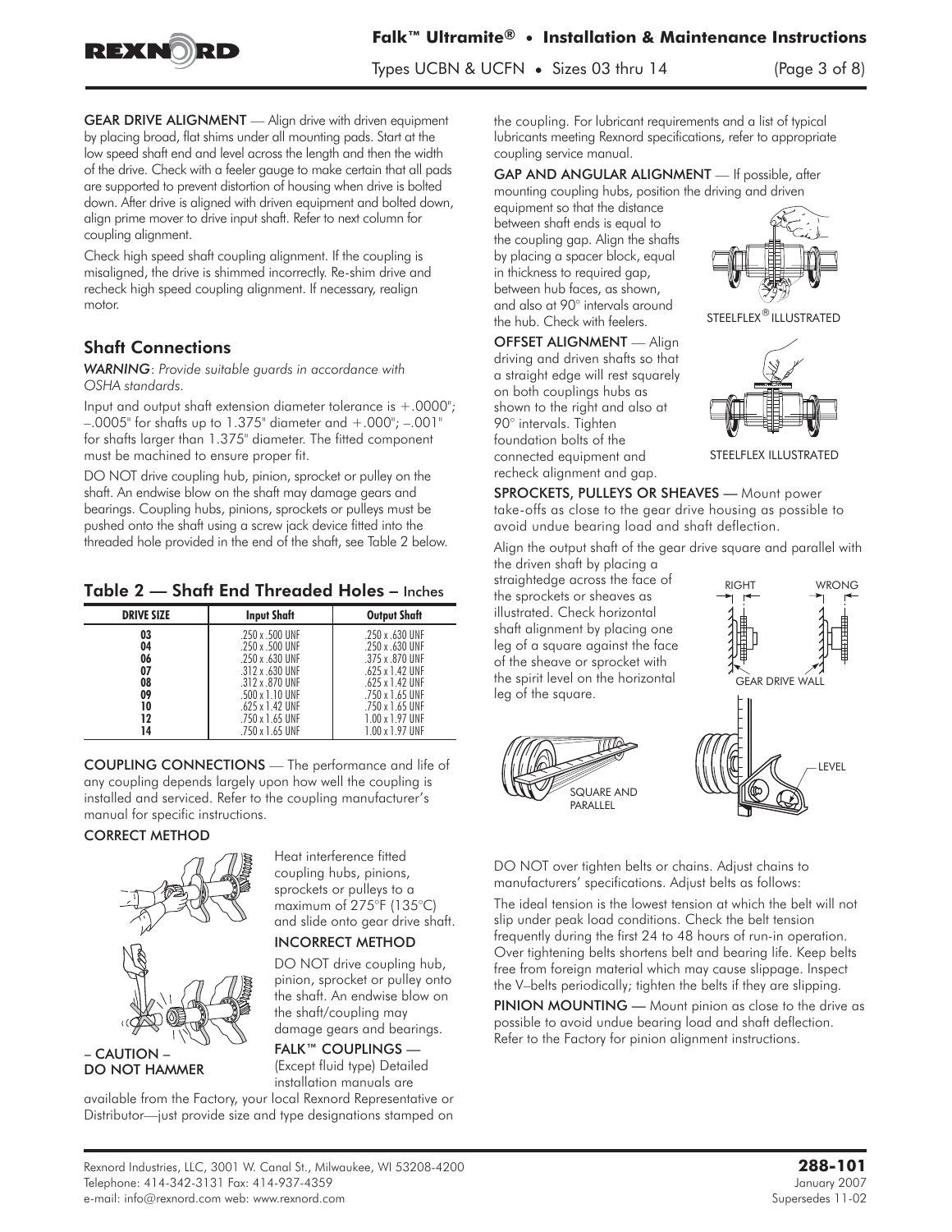**GEAR DRIVE ALIGNMENT** — Align drive with driven equipment by placing broad, flat shims under all mounting pads. Start at the low speed shaft end and level across the length and then the width of the drive. Check with a feeler gauge to make certain that all pads are supported to prevent distortion of housing when drive is bolted down. After drive is aligned with driven equipment and bolted down, align prime mover to drive input shaft. Refer to next column for coupling alignment.

Check high speed shaft coupling alignment. If the coupling is misaligned, the drive is shimmed incorrectly. Re-shim drive and recheck high speed coupling alignment. If necessary, realign motor.

## Shaft Connections

*WARNING: Provide suitable guards in accordance with OSHA standards.*

Input and output shaft extension diameter tolerance is +.0000"; –.0005" for shafts up to 1.375" diameter and +.000"; –.001" for shafts larger than 1.375" diameter. The fitted component must be machined to ensure proper fit.

DO NOT drive coupling hub, pinion, sprocket or pulley on the shaft. An endwise blow on the shaft may damage gears and bearings. Coupling hubs, pinions, sprockets or pulleys must be pushed onto the shaft using a screw jack device fitted into the threaded hole provided in the end of the shaft, see Table 2 below.

### Table 2 — Shaft End Threaded Holes – Inches

| DRIVE SIZE | Input Shaft | Output Shaft |
|---|---|---|
| 03 | .250 x .500 UNF | .250 x .630 UNF |
| 04 | .250 x .500 UNF | .250 x .630 UNF |
| 06 | .250 x .630 UNF | .375 x .870 UNF |
| 07 | .312 x .630 UNF | .625 x 1.42 UNF |
| 08 | .312 x .870 UNF | .625 x 1.42 UNF |
| 09 | .500 x 1.10 UNF | .750 x 1.65 UNF |
| 10 | .625 x 1.42 UNF | .750 x 1.65 UNF |
| 12 | .750 x 1.65 UNF | 1.00 x 1.97 UNF |
| 14 | .750 x 1.65 UNF | 1.00 x 1.97 UNF |

**COUPLING CONNECTIONS** — The performance and life of any coupling depends largely upon how well the coupling is installed and serviced. Refer to the coupling manufacturer's manual for specific instructions.

**CORRECT METHOD**

Heat interference fitted coupling hubs, pinions, sprockets or pulleys to a maximum of 275°F (135°C) and slide onto gear drive shaft.

**INCORRECT METHOD**

DO NOT drive coupling hub, pinion, sprocket or pulley onto the shaft. An endwise blow on the shaft/coupling may damage gears and bearings.

**– CAUTION – DO NOT HAMMER**

**FALK™ COUPLINGS** — (Except fluid type) Detailed installation manuals are available from the Factory, your local Rexnord Representative or Distributor—just provide size and type designations stamped on the coupling. For lubricant requirements and a list of typical lubricants meeting Rexnord specifications, refer to appropriate coupling service manual.

**GAP AND ANGULAR ALIGNMENT** — If possible, after mounting coupling hubs, position the driving and driven equipment so that the distance between shaft ends is equal to the coupling gap. Align the shafts by placing a spacer block, equal in thickness to required gap, between hub faces, as shown, and also at 90° intervals around the hub. Check with feelers.

STEELFLEX® ILLUSTRATED

**OFFSET ALIGNMENT** — Align driving and driven shafts so that a straight edge will rest squarely on both couplings hubs as shown to the right and also at 90° intervals. Tighten foundation bolts of the connected equipment and recheck alignment and gap.

STEELFLEX ILLUSTRATED

**SPROCKETS, PULLEYS OR SHEAVES** — Mount power take-offs as close to the gear drive housing as possible to avoid undue bearing load and shaft deflection.

Align the output shaft of the gear drive square and parallel with the driven shaft by placing a straightedge across the face of the sprockets or sheaves as illustrated. Check horizontal shaft alignment by placing one leg of a square against the face of the sheave or sprocket with the spirit level on the horizontal leg of the square.

RIGHT WRONG

GEAR DRIVE WALL

SQUARE AND PARALLEL

LEVEL

DO NOT over tighten belts or chains. Adjust chains to manufacturers' specifications. Adjust belts as follows:

The ideal tension is the lowest tension at which the belt will not slip under peak load conditions. Check the belt tension frequently during the first 24 to 48 hours of run-in operation. Over tightening belts shortens belt and bearing life. Keep belts free from foreign material which may cause slippage. Inspect the V–belts periodically; tighten the belts if they are slipping.

**PINION MOUNTING** — Mount pinion as close to the drive as possible to avoid undue bearing load and shaft deflection. Refer to the Factory for pinion alignment instructions.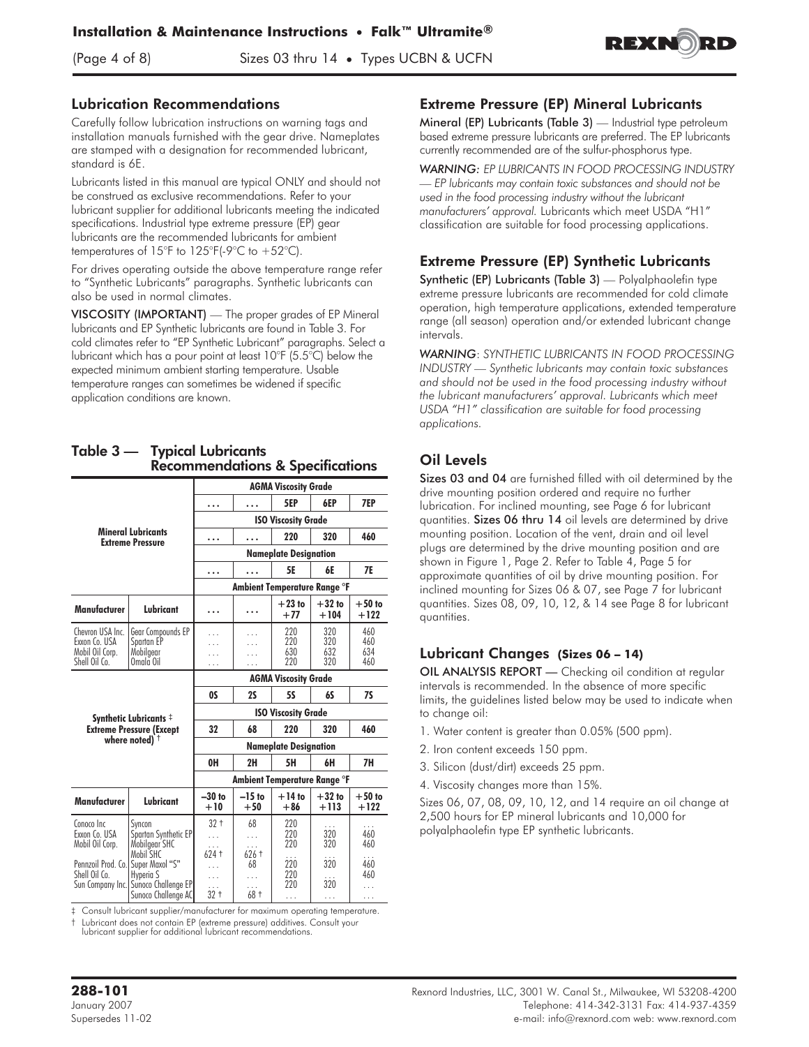## Lubrication Recommendations

Carefully follow lubrication instructions on warning tags and installation manuals furnished with the gear drive. Nameplates are stamped with a designation for recommended lubricant, standard is 6E.

Lubricants listed in this manual are typical ONLY and should not be construed as exclusive recommendations. Refer to your lubricant supplier for additional lubricants meeting the indicated specifications. Industrial type extreme pressure (EP) gear lubricants are the recommended lubricants for ambient temperatures of 15°F to 125°F(-9°C to +52°C).

For drives operating outside the above temperature range refer to "Synthetic Lubricants" paragraphs. Synthetic lubricants can also be used in normal climates.

**VISCOSITY (IMPORTANT)** — The proper grades of EP Mineral lubricants and EP Synthetic lubricants are found in Table 3. For cold climates refer to "EP Synthetic Lubricant" paragraphs. Select a lubricant which has a pour point at least 10°F (5.5°C) below the expected minimum ambient starting temperature. Usable temperature ranges can sometimes be widened if specific application conditions are known.

### Table 3 — Typical Lubricants Recommendations & Specifications

| Mineral Lubricants Extreme Pressure | | AGMA Viscosity Grade | | | | |
|---|---|---|---|---|---|---|
| | | . . . | . . . | 5EP | 6EP | 7EP |
| | | ISO Viscosity Grade | | | | |
| | | . . . | . . . | 220 | 320 | 460 |
| | | Nameplate Designation | | | | |
| | | . . . | . . . | 5E | 6E | 7E |
| | | Ambient Temperature Range °F | | | | |
| **Manufacturer** | **Lubricant** | . . . | . . . | +23 to +77 | +32 to +104 | +50 to +122 |
| Chevron USA Inc. | Gear Compounds EP | . . . | . . . | 220 | 320 | 460 |
| Exxon Co. USA | Spartan EP | . . . | . . . | 220 | 320 | 460 |
| Mobil Oil Corp. | Mobilgear | . . . | . . . | 630 | 632 | 634 |
| Shell Oil Co. | Omala Oil | . . . | . . . | 220 | 320 | 460 |
| **Synthetic Lubricants ‡ Extreme Pressure (Except where noted) †** | | AGMA Viscosity Grade | | | | |
| | | 0S | 2S | 5S | 6S | 7S |
| | | ISO Viscosity Grade | | | | |
| | | 32 | 68 | 220 | 320 | 460 |
| | | Nameplate Designation | | | | |
| | | 0H | 2H | 5H | 6H | 7H |
| | | Ambient Temperature Range °F | | | | |
| **Manufacturer** | **Lubricant** | –30 to +10 | –15 to +50 | +14 to +86 | +32 to +113 | +50 to +122 |
| Conoco Inc | Syncon | 32 † | 68 | 220 | . . . | . . . |
| Exxon Co. USA | Spartan Synthetic EP | . . . | . . . | 220 | 320 | 460 |
| Mobil Oil Corp. | Mobilgear SHC | . . . | . . . | 220 | 320 | 460 |
| | Mobil SHC | 624 † | 626 † | . . . | . . . | . . . |
| Pennzoil Prod. Co. | Super Maxol "S" | . . . | 68 | 220 | 320 | 460 |
| Shell Oil Co. | Hyperia S | . . . | . . . | 220 | . . . | 460 |
| Sun Company Inc. | Sunoco Challenge EP | . . . | . . . | 220 | 320 | . . . |
| | Sunoco Challenge AC | 32 † | 68 † | . . . | . . . | . . . |

‡ Consult lubricant supplier/manufacturer for maximum operating temperature.

† Lubricant does not contain EP (extreme pressure) additives. Consult your lubricant supplier for additional lubricant recommendations.

## Extreme Pressure (EP) Mineral Lubricants

**Mineral (EP) Lubricants (Table 3)** — Industrial type petroleum based extreme pressure lubricants are preferred. The EP lubricants currently recommended are of the sulfur-phosphorus type.

*WARNING: EP LUBRICANTS IN FOOD PROCESSING INDUSTRY — EP lubricants may contain toxic substances and should not be used in the food processing industry without the lubricant manufacturers' approval.* Lubricants which meet USDA "H1" classification are suitable for food processing applications.

## Extreme Pressure (EP) Synthetic Lubricants

**Synthetic (EP) Lubricants (Table 3)** — Polyalphaolefin type extreme pressure lubricants are recommended for cold climate operation, high temperature applications, extended temperature range (all season) operation and/or extended lubricant change intervals.

*WARNING: SYNTHETIC LUBRICANTS IN FOOD PROCESSING INDUSTRY — Synthetic lubricants may contain toxic substances and should not be used in the food processing industry without the lubricant manufacturers' approval. Lubricants which meet USDA "H1" classification are suitable for food processing applications.*

## Oil Levels

**Sizes 03 and 04** are furnished filled with oil determined by the drive mounting position ordered and require no further lubrication. For inclined mounting, see Page 6 for lubricant quantities. **Sizes 06 thru 14** oil levels are determined by drive mounting position. Location of the vent, drain and oil level plugs are determined by the drive mounting position and are shown in Figure 1, Page 2. Refer to Table 4, Page 5 for approximate quantities of oil by drive mounting position. For inclined mounting for Sizes 06 & 07, see Page 7 for lubricant quantities. Sizes 08, 09, 10, 12, & 14 see Page 8 for lubricant quantities.

## Lubricant Changes (Sizes 06 – 14)

**OIL ANALYSIS REPORT** — Checking oil condition at regular intervals is recommended. In the absence of more specific limits, the guidelines listed below may be used to indicate when to change oil:

1. Water content is greater than 0.05% (500 ppm).
2. Iron content exceeds 150 ppm.
3. Silicon (dust/dirt) exceeds 25 ppm.
4. Viscosity changes more than 15%.

Sizes 06, 07, 08, 09, 10, 12, and 14 require an oil change at 2,500 hours for EP mineral lubricants and 10,000 for polyalphaolefin type EP synthetic lubricants.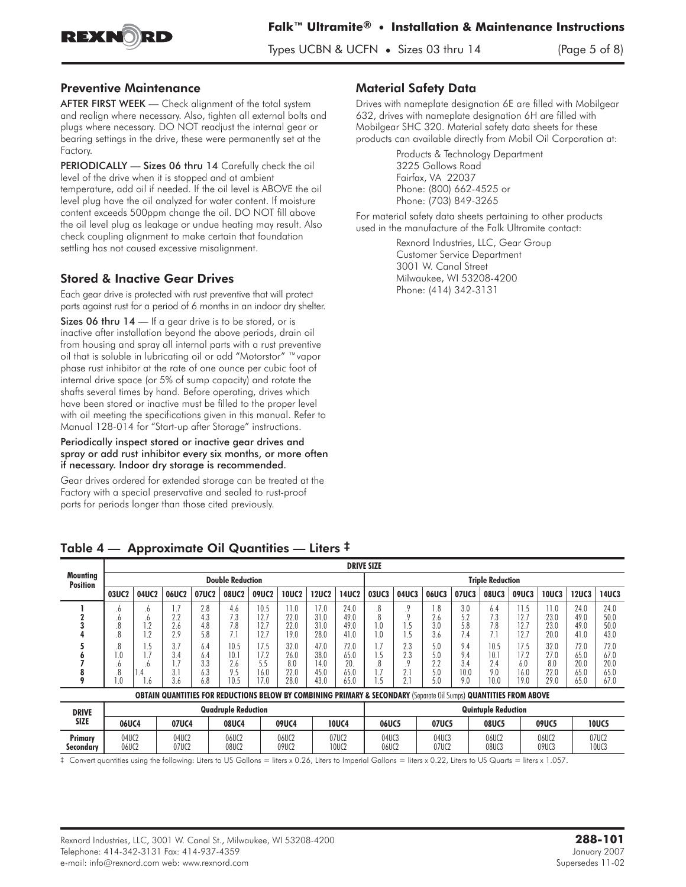## Preventive Maintenance

**AFTER FIRST WEEK** — Check alignment of the total system and realign where necessary. Also, tighten all external bolts and plugs where necessary. DO NOT readjust the internal gear or bearing settings in the drive, these were permanently set at the Factory.

**PERIODICALLY — Sizes 06 thru 14** Carefully check the oil level of the drive when it is stopped and at ambient temperature, add oil if needed. If the oil level is ABOVE the oil level plug have the oil analyzed for water content. If moisture content exceeds 500ppm change the oil. DO NOT fill above the oil level plug as leakage or undue heating may result. Also check coupling alignment to make certain that foundation settling has not caused excessive misalignment.

## Stored & Inactive Gear Drives

Each gear drive is protected with rust preventive that will protect parts against rust for a period of 6 months in an indoor dry shelter.

**Sizes 06 thru 14** — If a gear drive is to be stored, or is inactive after installation beyond the above periods, drain oil from housing and spray all internal parts with a rust preventive oil that is soluble in lubricating oil or add "Motorstor" ™vapor phase rust inhibitor at the rate of one ounce per cubic foot of internal drive space (or 5% of sump capacity) and rotate the shafts several times by hand. Before operating, drives which have been stored or inactive must be filled to the proper level with oil meeting the specifications given in this manual. Refer to Manual 128-014 for "Start-up after Storage" instructions.

**Periodically inspect stored or inactive gear drives and spray or add rust inhibitor every six months, or more often if necessary. Indoor dry storage is recommended.**

Gear drives ordered for extended storage can be treated at the Factory with a special preservative and sealed to rust-proof parts for periods longer than those cited previously.

## Material Safety Data

Drives with nameplate designation 6E are filled with Mobilgear 632, drives with nameplate designation 6H are filled with Mobilgear SHC 320. Material safety data sheets for these products can available directly from Mobil Oil Corporation at:

Products & Technology Department
3225 Gallows Road
Fairfax, VA 22037
Phone: (800) 662-4525 or
Phone: (703) 849-3265

For material safety data sheets pertaining to other products used in the manufacture of the Falk Ultramite contact:

Rexnord Industries, LLC, Gear Group
Customer Service Department
3001 W. Canal Street
Milwaukee, WI 53208-4200
Phone: (414) 342-3131

## Table 4 — Approximate Oil Quantities — Liters ‡

| Mounting Position | DRIVE SIZE | | | | | | | | | | | | | | | | | |
|---|---|---|---|---|---|---|---|---|---|---|---|---|---|---|---|---|---|---|
| | Double Reduction | | | | | | | | | Triple Reduction | | | | | | | | |
| | 03UC2 | 04UC2 | 06UC2 | 07UC2 | 08UC2 | 09UC2 | 10UC2 | 12UC2 | 14UC2 | 03UC3 | 04UC3 | 06UC3 | 07UC3 | 08UC3 | 09UC3 | 10UC3 | 12UC3 | 14UC3 |
| 1 | .6 | .6 | 1.7 | 2.8 | 4.6 | 10.5 | 11.0 | 17.0 | 24.0 | .8 | .9 | 1.8 | 3.0 | 6.4 | 11.5 | 11.0 | 24.0 | 24.0 |
| 2 | .6 | .6 | 2.2 | 4.3 | 7.3 | 12.7 | 22.0 | 31.0 | 49.0 | .8 | .9 | 2.6 | 5.2 | 7.3 | 12.7 | 23.0 | 49.0 | 50.0 |
| 3 | .8 | 1.2 | 2.6 | 4.8 | 7.8 | 12.7 | 22.0 | 31.0 | 49.0 | 1.0 | 1.5 | 3.0 | 5.8 | 7.8 | 12.7 | 23.0 | 49.0 | 50.0 |
| 4 | .8 | 1.2 | 2.9 | 5.8 | 7.1 | 12.7 | 19.0 | 28.0 | 41.0 | 1.0 | 1.5 | 3.6 | 7.4 | 7.1 | 12.7 | 20.0 | 41.0 | 43.0 |
| 5 | .8 | 1.5 | 3.7 | 6.4 | 10.5 | 17.5 | 32.0 | 47.0 | 72.0 | 1.7 | 2.3 | 5.0 | 9.4 | 10.5 | 17.5 | 32.0 | 72.0 | 72.0 |
| 6 | 1.0 | 1.7 | 3.4 | 6.4 | 10.1 | 17.2 | 26.0 | 38.0 | 65.0 | 1.5 | 2.3 | 5.0 | 9.4 | 10.1 | 17.2 | 27.0 | 65.0 | 67.0 |
| 7 | .6 | .6 | 1.7 | 3.3 | 2.6 | 5.5 | 8.0 | 14.0 | 20. | .8 | .9 | 2.2 | 3.4 | 2.4 | 6.0 | 8.0 | 20.0 | 20.0 |
| 8 | .8 | 1.4 | 3.1 | 6.3 | 9.5 | 16.0 | 22.0 | 45.0 | 65.0 | 1.7 | 2.1 | 5.0 | 10.0 | 9.0 | 16.0 | 22.0 | 65.0 | 65.0 |
| 9 | 1.0 | 1.6 | 3.6 | 6.8 | 10.5 | 17.0 | 28.0 | 43.0 | 65.0 | 1.5 | 2.1 | 5.0 | 9.0 | 10.0 | 19.0 | 29.0 | 65.0 | 67.0 |

**OBTAIN QUANTITIES FOR REDUCTIONS BELOW BY COMBINING PRIMARY & SECONDARY** (Separate Oil Sumps) **QUANTITIES FROM ABOVE**

| DRIVE SIZE | Quadruple Reduction | | | | | Quintuple Reduction | | | | |
|---|---|---|---|---|---|---|---|---|---|---|
| | 06UC4 | 07UC4 | 08UC4 | 09UC4 | 10UC4 | 06UC5 | 07UC5 | 08UC5 | 09UC5 | 10UC5 |
| Primary | 04UC2 | 04UC2 | 06UC2 | 06UC2 | 07UC2 | 04UC3 | 04UC3 | 06UC2 | 06UC2 | 07UC2 |
| Secondary | 06UC2 | 07UC2 | 08UC2 | 09UC2 | 10UC2 | 06UC2 | 07UC2 | 08UC3 | 09UC3 | 10UC3 |

‡ Convert quantities using the following: Liters to US Gallons = liters x 0.26, Liters to Imperial Gallons = liters x 0.22, Liters to US Quarts = liters x 1.057.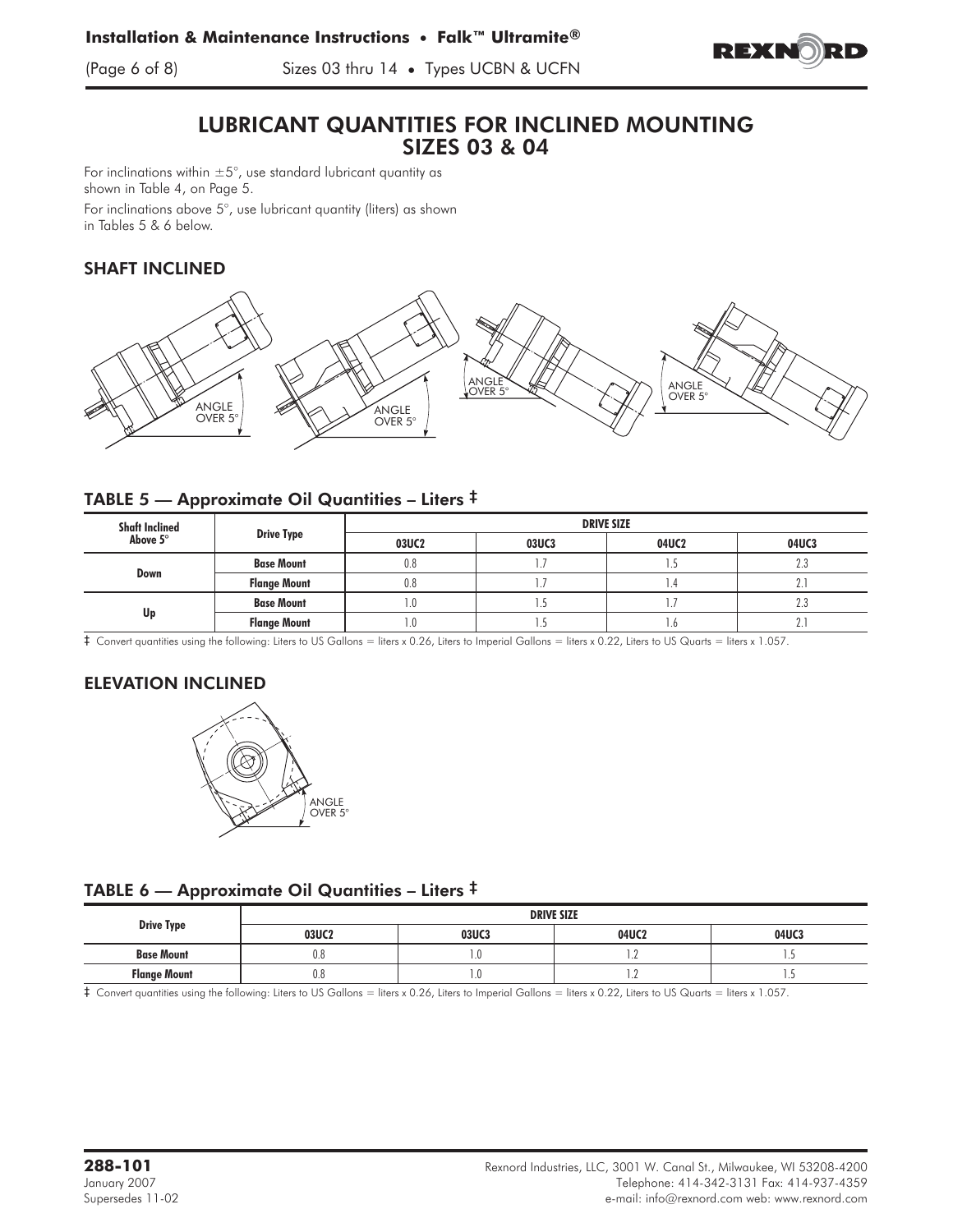# LUBRICANT QUANTITIES FOR INCLINED MOUNTING SIZES 03 & 04

For inclinations within ±5°, use standard lubricant quantity as shown in Table 4, on Page 5.

For inclinations above 5°, use lubricant quantity (liters) as shown in Tables 5 & 6 below.

## SHAFT INCLINED

ANGLE OVER 5° | ANGLE OVER 5° | ANGLE OVER 5° | ANGLE OVER 5°

### TABLE 5 — Approximate Oil Quantities – Liters ‡

| Shaft Inclined Above 5° | Drive Type | DRIVE SIZE | | | |
|---|---|---|---|---|---|
| | | 03UC2 | 03UC3 | 04UC2 | 04UC3 |
| Down | Base Mount | 0.8 | 1.7 | 1.5 | 2.3 |
| | Flange Mount | 0.8 | 1.7 | 1.4 | 2.1 |
| Up | Base Mount | 1.0 | 1.5 | 1.7 | 2.3 |
| | Flange Mount | 1.0 | 1.5 | 1.6 | 2.1 |

‡ Convert quantities using the following: Liters to US Gallons = liters x 0.26, Liters to Imperial Gallons = liters x 0.22, Liters to US Quarts = liters x 1.057.

## ELEVATION INCLINED

ANGLE OVER 5°

### TABLE 6 — Approximate Oil Quantities – Liters ‡

| Drive Type | DRIVE SIZE | | | |
|---|---|---|---|---|
| | 03UC2 | 03UC3 | 04UC2 | 04UC3 |
| Base Mount | 0.8 | 1.0 | 1.2 | 1.5 |
| Flange Mount | 0.8 | 1.0 | 1.2 | 1.5 |

‡ Convert quantities using the following: Liters to US Gallons = liters x 0.26, Liters to Imperial Gallons = liters x 0.22, Liters to US Quarts = liters x 1.057.

**288-101**
January 2007
Supersedes 11-02

Rexnord Industries, LLC, 3001 W. Canal St., Milwaukee, WI 53208-4200
Telephone: 414-342-3131 Fax: 414-937-4359
e-mail: info@rexnord.com web: www.rexnord.com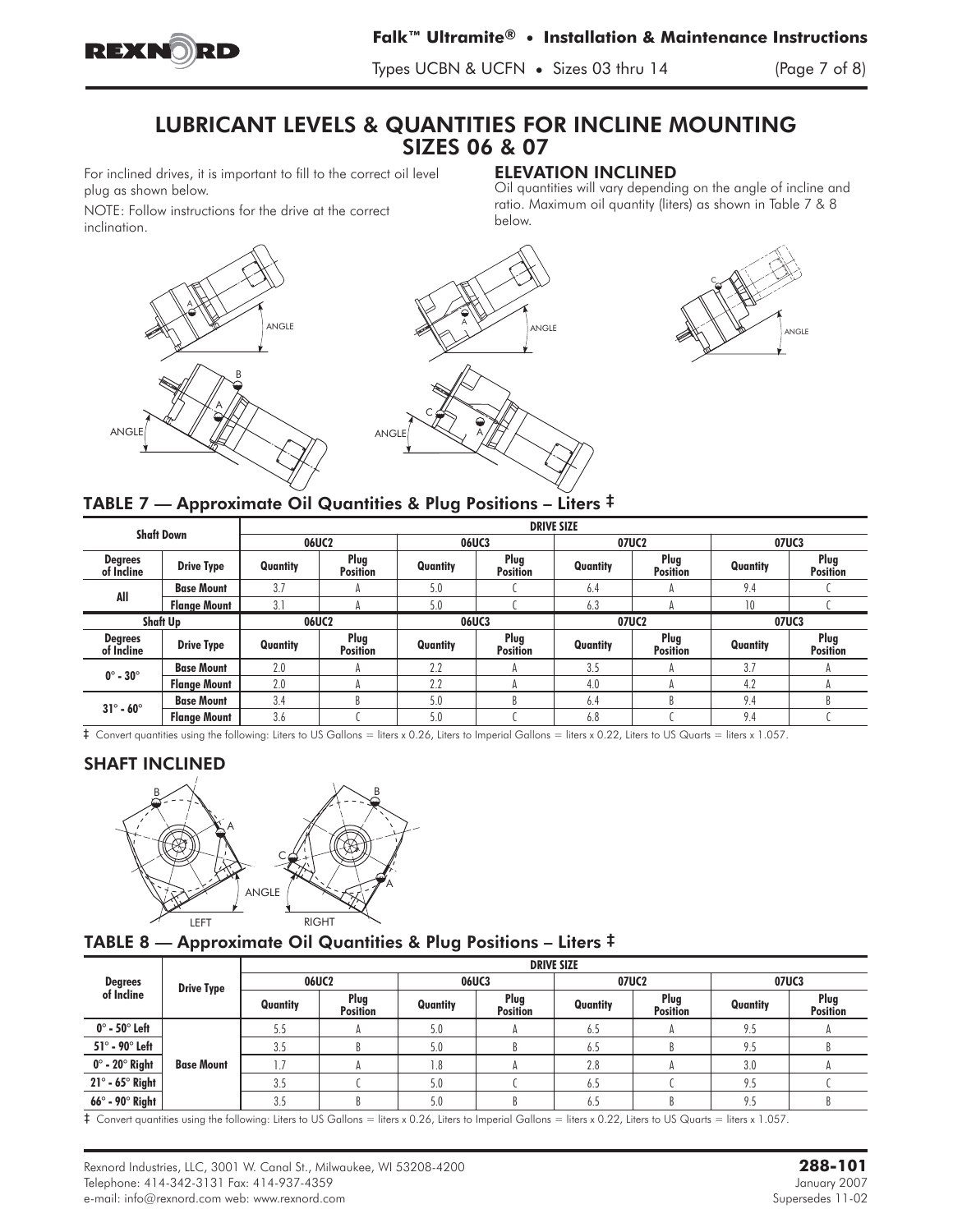# LUBRICANT LEVELS & QUANTITIES FOR INCLINE MOUNTING SIZES 06 & 07

For inclined drives, it is important to fill to the correct oil level plug as shown below.

NOTE: Follow instructions for the drive at the correct inclination.

## ELEVATION INCLINED

Oil quantities will vary depending on the angle of incline and ratio. Maximum oil quantity (liters) as shown in Table 7 & 8 below.

## TABLE 7 — Approximate Oil Quantities & Plug Positions – Liters ‡

| Shaft Down | | DRIVE SIZE | | | | | | | |
|---|---|---|---|---|---|---|---|---|---|
| | | 06UC2 | | 06UC3 | | 07UC2 | | 07UC3 | |
| Degrees of Incline | Drive Type | Quantity | Plug Position | Quantity | Plug Position | Quantity | Plug Position | Quantity | Plug Position |
| All | Base Mount | 3.7 | A | 5.0 | C | 6.4 | A | 9.4 | C |
| | Flange Mount | 3.1 | A | 5.0 | C | 6.3 | A | 10 | C |
| **Shaft Up** | | **06UC2** | | **06UC3** | | **07UC2** | | **07UC3** | |
| **Degrees of Incline** | **Drive Type** | **Quantity** | **Plug Position** | **Quantity** | **Plug Position** | **Quantity** | **Plug Position** | **Quantity** | **Plug Position** |
| 0° - 30° | Base Mount | 2.0 | A | 2.2 | A | 3.5 | A | 3.7 | A |
| | Flange Mount | 2.0 | A | 2.2 | A | 4.0 | A | 4.2 | A |
| 31° - 60° | Base Mount | 3.4 | B | 5.0 | B | 6.4 | B | 9.4 | B |
| | Flange Mount | 3.6 | C | 5.0 | C | 6.8 | C | 9.4 | C |

‡ Convert quantities using the following: Liters to US Gallons = liters x 0.26, Liters to Imperial Gallons = liters x 0.22, Liters to US Quarts = liters x 1.057.

## SHAFT INCLINED

## TABLE 8 — Approximate Oil Quantities & Plug Positions – Liters ‡

| Degrees of Incline | Drive Type | DRIVE SIZE | | | | | | | |
|---|---|---|---|---|---|---|---|---|---|
| | | 06UC2 | | 06UC3 | | 07UC2 | | 07UC3 | |
| | | Quantity | Plug Position | Quantity | Plug Position | Quantity | Plug Position | Quantity | Plug Position |
| 0° - 50° Left | Base Mount | 5.5 | A | 5.0 | A | 6.5 | A | 9.5 | A |
| 51° - 90° Left | | 3.5 | B | 5.0 | B | 6.5 | B | 9.5 | B |
| 0° - 20° Right | | 1.7 | A | 1.8 | A | 2.8 | A | 3.0 | A |
| 21° - 65° Right | | 3.5 | C | 5.0 | C | 6.5 | C | 9.5 | C |
| 66° - 90° Right | | 3.5 | B | 5.0 | B | 6.5 | B | 9.5 | B |

‡ Convert quantities using the following: Liters to US Gallons = liters x 0.26, Liters to Imperial Gallons = liters x 0.22, Liters to US Quarts = liters x 1.057.

Rexnord Industries, LLC, 3001 W. Canal St., Milwaukee, WI 53208-4200
Telephone: 414-342-3131 Fax: 414-937-4359
e-mail: info@rexnord.com web: www.rexnord.com

**288-101**
January 2007
Supersedes 11-02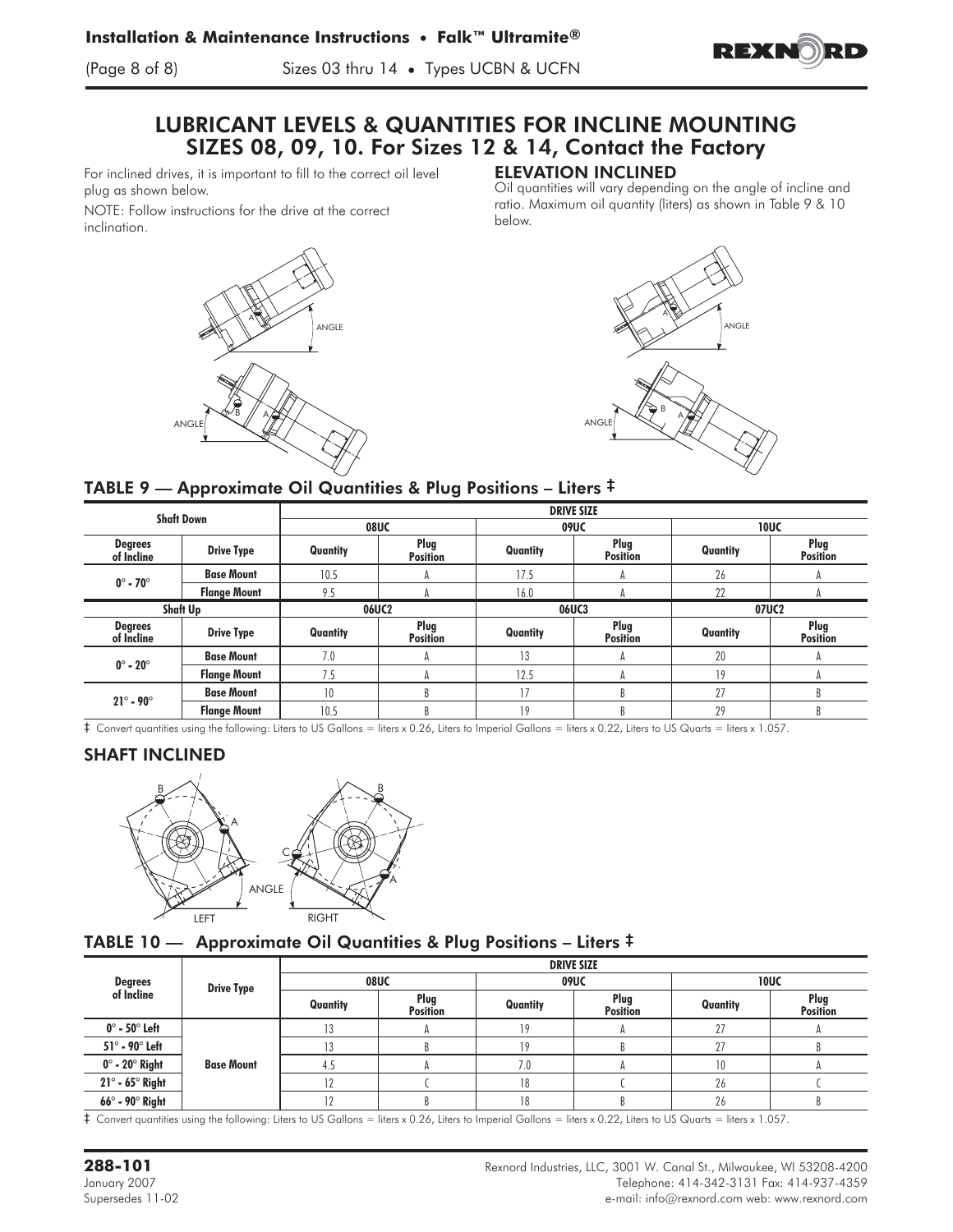# LUBRICANT LEVELS & QUANTITIES FOR INCLINE MOUNTING SIZES 08, 09, 10. For Sizes 12 & 14, Contact the Factory

For inclined drives, it is important to fill to the correct oil level plug as shown below.

NOTE: Follow instructions for the drive at the correct inclination.

## ELEVATION INCLINED

Oil quantities will vary depending on the angle of incline and ratio. Maximum oil quantity (liters) as shown in Table 9 & 10 below.

A
ANGLE
B
A
ANGLE

A
ANGLE
B
A
ANGLE

## TABLE 9 — Approximate Oil Quantities & Plug Positions – Liters ‡

| Shaft Down | | DRIVE SIZE | | | | | |
|---|---|---|---|---|---|---|---|
| | | 08UC | | 09UC | | 10UC | |
| Degrees of Incline | Drive Type | Quantity | Plug Position | Quantity | Plug Position | Quantity | Plug Position |
| 0° - 70° | Base Mount | 10.5 | A | 17.5 | A | 26 | A |
| | Flange Mount | 9.5 | A | 16.0 | A | 22 | A |
| Shaft Up | | 06UC2 | | 06UC3 | | 07UC2 | |
| Degrees of Incline | Drive Type | Quantity | Plug Position | Quantity | Plug Position | Quantity | Plug Position |
| 0° - 20° | Base Mount | 7.0 | A | 13 | A | 20 | A |
| | Flange Mount | 7.5 | A | 12.5 | A | 19 | A |
| 21° - 90° | Base Mount | 10 | B | 17 | B | 27 | B |
| | Flange Mount | 10.5 | B | 19 | B | 29 | B |

‡ Convert quantities using the following: Liters to US Gallons = liters x 0.26, Liters to Imperial Gallons = liters x 0.22, Liters to US Quarts = liters x 1.057.

## SHAFT INCLINED

B
A
ANGLE
LEFT
B
C
A
RIGHT

## TABLE 10 — Approximate Oil Quantities & Plug Positions – Liters ‡

| Degrees of Incline | Drive Type | DRIVE SIZE | | | | | |
|---|---|---|---|---|---|---|---|
| | | 08UC | | 09UC | | 10UC | |
| | | Quantity | Plug Position | Quantity | Plug Position | Quantity | Plug Position |
| 0° - 50° Left | Base Mount | 13 | A | 19 | A | 27 | A |
| 51° - 90° Left | | 13 | B | 19 | B | 27 | B |
| 0° - 20° Right | | 4.5 | A | 7.0 | A | 10 | A |
| 21° - 65° Right | | 12 | C | 18 | C | 26 | C |
| 66° - 90° Right | | 12 | B | 18 | B | 26 | B |

‡ Convert quantities using the following: Liters to US Gallons = liters x 0.26, Liters to Imperial Gallons = liters x 0.22, Liters to US Quarts = liters x 1.057.

**288-101**
January 2007
Supersedes 11-02

Rexnord Industries, LLC, 3001 W. Canal St., Milwaukee, WI 53208-4200
Telephone: 414-342-3131 Fax: 414-937-4359
e-mail: info@rexnord.com web: www.rexnord.com